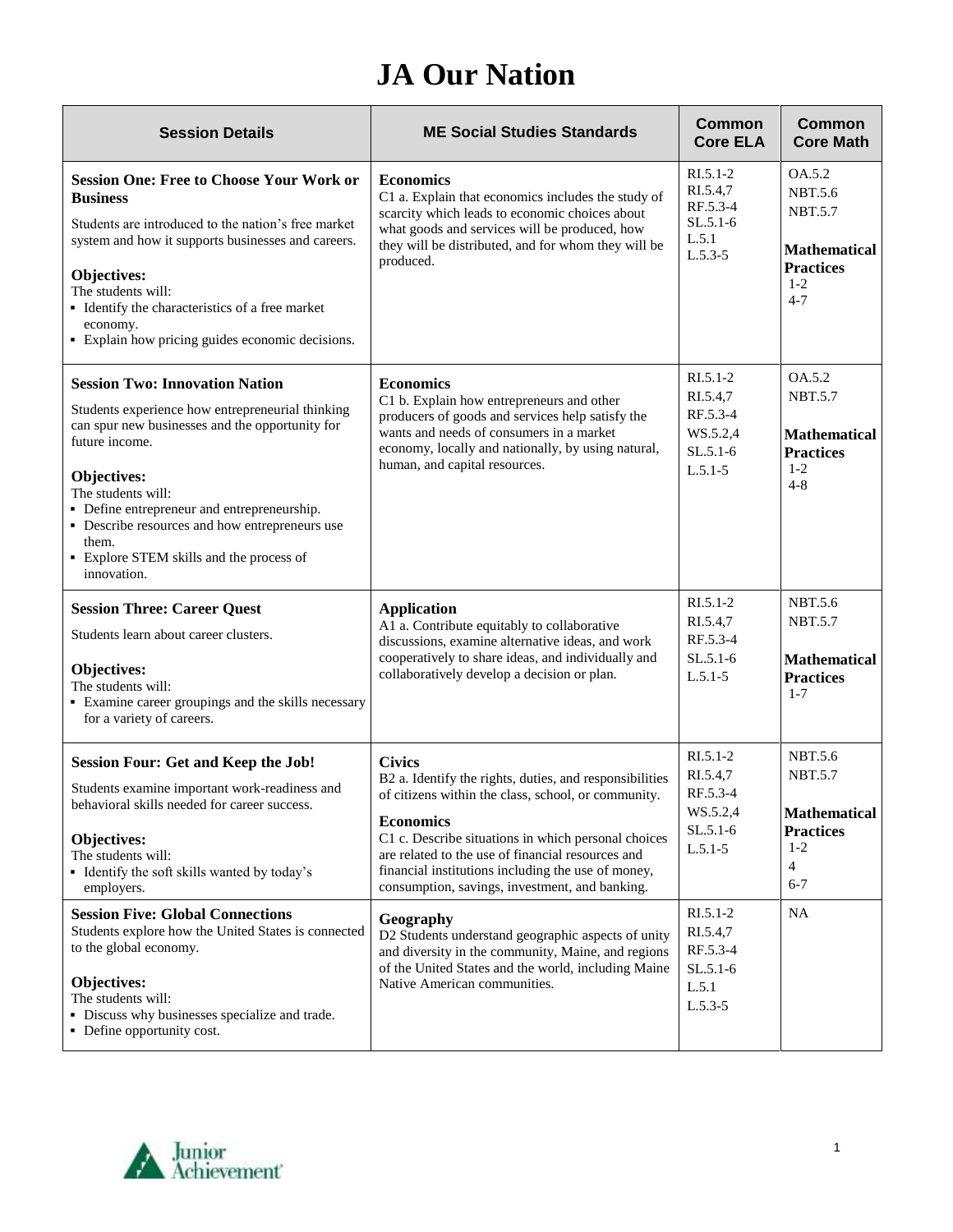# JA Our Nation

| Session Details | ME Social Studies Standards | Common Core ELA | Common Core Math |
|---|---|---|---|
| **Session One: Free to Choose Your Work or Business**<br><br>Students are introduced to the nation's free market system and how it supports businesses and careers.<br><br>**Objectives:**<br>The students will:<br>▪ Identify the characteristics of a free market economy.<br>▪ Explain how pricing guides economic decisions. | **Economics**<br>C1 a. Explain that economics includes the study of scarcity which leads to economic choices about what goods and services will be produced, how they will be distributed, and for whom they will be produced. | RI.5.1-2<br>RI.5.4,7<br>RF.5.3-4<br>SL.5.1-6<br>L.5.1<br>L.5.3-5 | OA.5.2<br>NBT.5.6<br>NBT.5.7<br><br>**Mathematical Practices**<br>1-2<br>4-7 |
| **Session Two: Innovation Nation**<br><br>Students experience how entrepreneurial thinking can spur new businesses and the opportunity for future income.<br><br>**Objectives:**<br>The students will:<br>▪ Define entrepreneur and entrepreneurship.<br>▪ Describe resources and how entrepreneurs use them.<br>▪ Explore STEM skills and the process of innovation. | **Economics**<br>C1 b. Explain how entrepreneurs and other producers of goods and services help satisfy the wants and needs of consumers in a market economy, locally and nationally, by using natural, human, and capital resources. | RI.5.1-2<br>RI.5.4,7<br>RF.5.3-4<br>WS.5.2,4<br>SL.5.1-6<br>L.5.1-5 | OA.5.2<br>NBT.5.7<br><br>**Mathematical Practices**<br>1-2<br>4-8 |
| **Session Three: Career Quest**<br><br>Students learn about career clusters.<br><br>**Objectives:**<br>The students will:<br>▪ Examine career groupings and the skills necessary for a variety of careers. | **Application**<br>A1 c. Contribute equitably to collaborative discussions, examine alternative ideas, and work cooperatively to share ideas, and individually and collaboratively develop a decision or plan. | RI.5.1-2<br>RI.5.4,7<br>RF.5.3-4<br>SL.5.1-6<br>L.5.1-5 | NBT.5.6<br>NBT.5.7<br><br>**Mathematical Practices**<br>1-7 |
| **Session Four: Get and Keep the Job!**<br><br>Students examine important work-readiness and behavioral skills needed for career success.<br><br>**Objectives:**<br>The students will:<br>▪ Identify the soft skills wanted by today's employers. | **Civics**<br>B2 a. Identify the rights, duties, and responsibilities of citizens within the class, school, or community.<br><br>**Economics**<br>C1 c. Describe situations in which personal choices are related to the use of financial resources and financial institutions including the use of money, consumption, savings, investment, and banking. | RI.5.1-2<br>RI.5.4,7<br>RF.5.3-4<br>WS.5.2,4<br>SL.5.1-6<br>L.5.1-5 | NBT.5.6<br>NBT.5.7<br><br>**Mathematical Practices**<br>1-2<br>4<br>6-7 |
| **Session Five: Global Connections**<br>Students explore how the United States is connected to the global economy.<br><br>**Objectives:**<br>The students will:<br>▪ Discuss why businesses specialize and trade.<br>▪ Define opportunity cost. | **Geography**<br>D2 Students understand geographic aspects of unity and diversity in the community, Maine, and regions of the United States and the world, including Maine Native American communities. | RI.5.1-2<br>RI.5.4,7<br>RF.5.3-4<br>SL.5.1-6<br>L.5.1<br>L.5.3-5 | NA |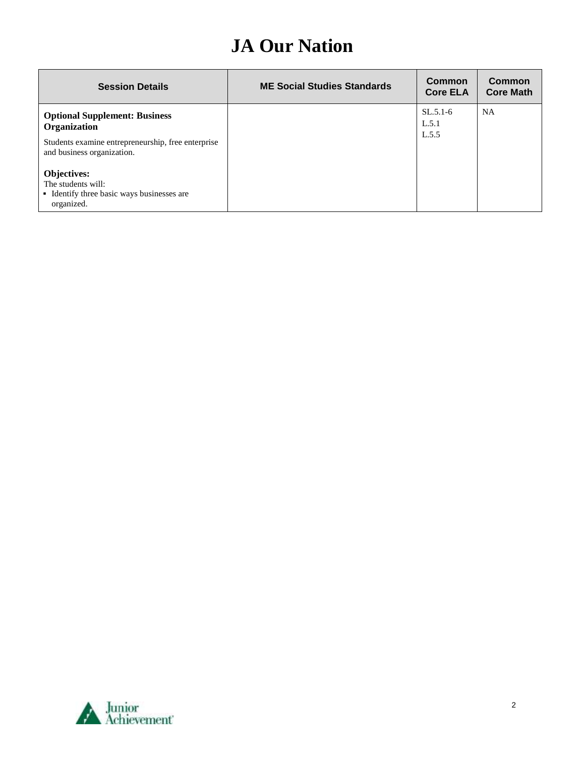# JA Our Nation

| Session Details | ME Social Studies Standards | Common Core ELA | Common Core Math |
| --- | --- | --- | --- |
| **Optional Supplement: Business Organization**<br><br>Students examine entrepreneurship, free enterprise and business organization.<br><br>**Objectives:**<br>The students will:<br>▪ Identify three basic ways businesses are organized. | | SL.5.1-6<br>L.5.1<br>L.5.5 | NA |